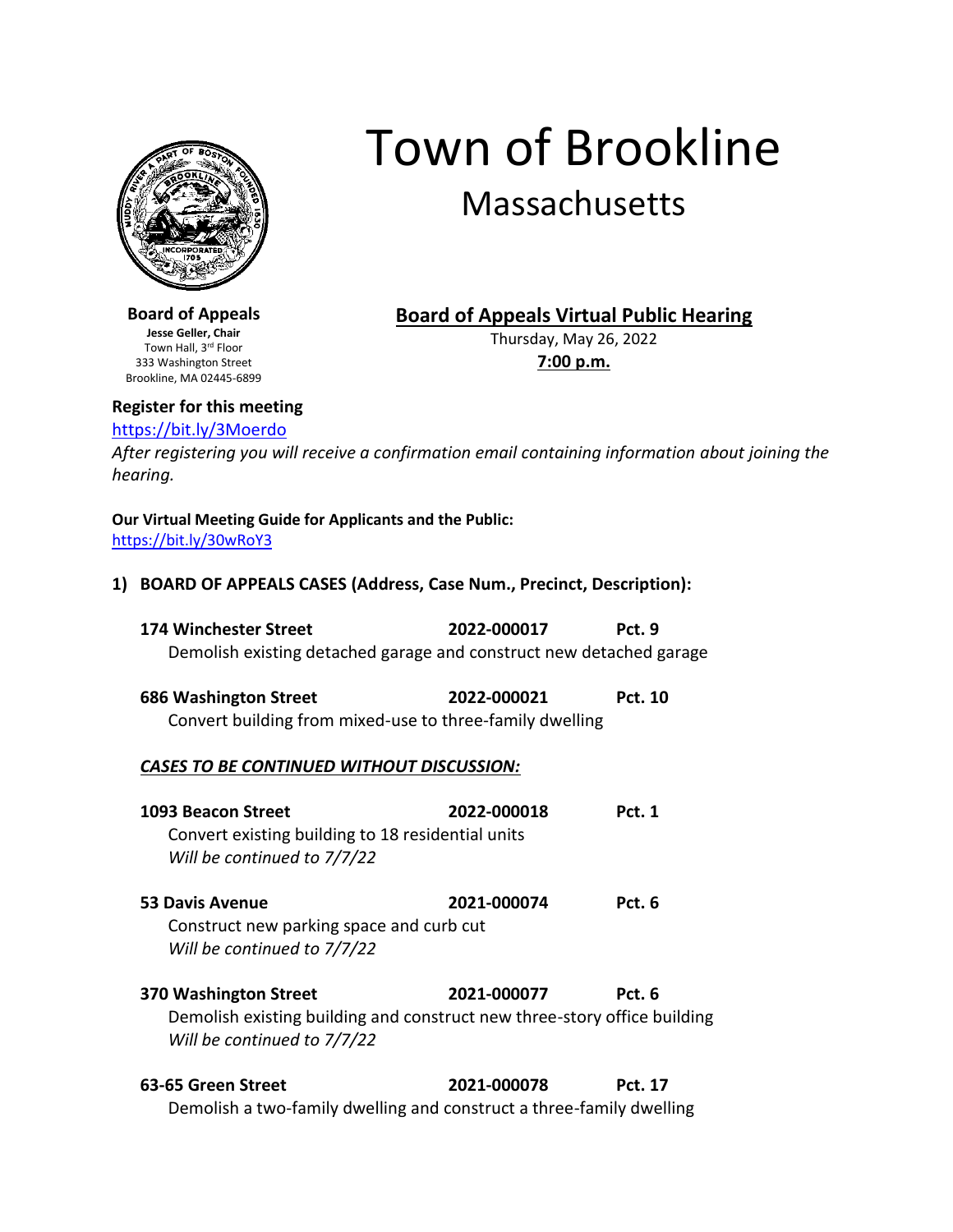# Town of Brookline

## Massachusetts

**Board of Appeals**
**Jesse Geller, Chair**
Town Hall, 3rd Floor
333 Washington Street
Brookline, MA 02445-6899

## Board of Appeals Virtual Public Hearing

Thursday, May 26, 2022
**7:00 p.m.**

**Register for this meeting**
https://bit.ly/3Moerdo
*After registering you will receive a confirmation email containing information about joining the hearing.*

**Our Virtual Meeting Guide for Applicants and the Public:**
https://bit.ly/30wRoY3

**1) BOARD OF APPEALS CASES (Address, Case Num., Precinct, Description):**

**174 Winchester Street** **2022-000017** **Pct. 9**
Demolish existing detached garage and construct new detached garage

**686 Washington Street** **2022-000021** **Pct. 10**
Convert building from mixed-use to three-family dwelling

***CASES TO BE CONTINUED WITHOUT DISCUSSION:***

**1093 Beacon Street** **2022-000018** **Pct. 1**
Convert existing building to 18 residential units
*Will be continued to 7/7/22*

**53 Davis Avenue** **2021-000074** **Pct. 6**
Construct new parking space and curb cut
*Will be continued to 7/7/22*

**370 Washington Street** **2021-000077** **Pct. 6**
Demolish existing building and construct new three-story office building
*Will be continued to 7/7/22*

**63-65 Green Street** **2021-000078** **Pct. 17**
Demolish a two-family dwelling and construct a three-family dwelling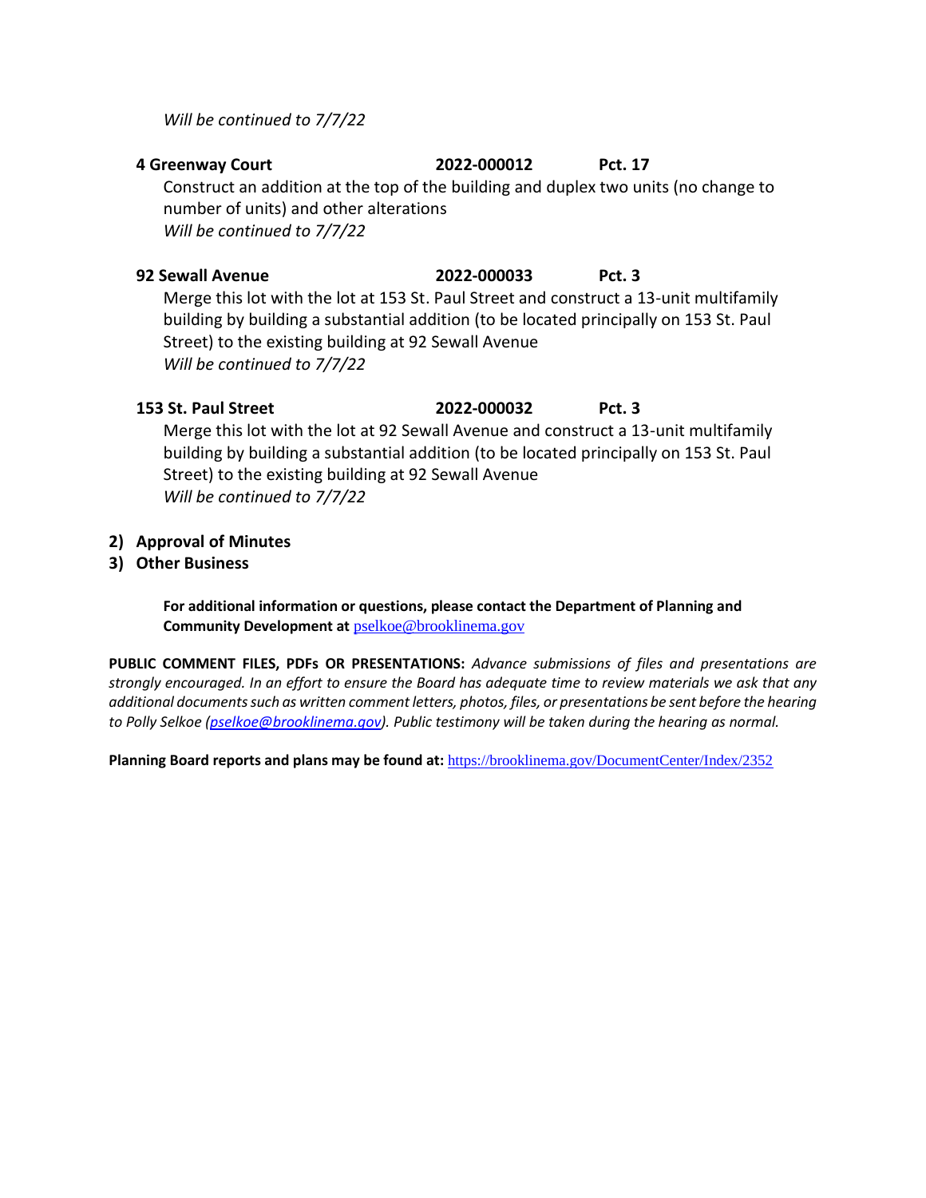*Will be continued to 7/7/22*

**4 Greenway Court** **2022-000012** **Pct. 17**

Construct an addition at the top of the building and duplex two units (no change to number of units) and other alterations
*Will be continued to 7/7/22*

**92 Sewall Avenue** **2022-000033** **Pct. 3**

Merge this lot with the lot at 153 St. Paul Street and construct a 13-unit multifamily building by building a substantial addition (to be located principally on 153 St. Paul Street) to the existing building at 92 Sewall Avenue
*Will be continued to 7/7/22*

**153 St. Paul Street** **2022-000032** **Pct. 3**

Merge this lot with the lot at 92 Sewall Avenue and construct a 13-unit multifamily building by building a substantial addition (to be located principally on 153 St. Paul Street) to the existing building at 92 Sewall Avenue
*Will be continued to 7/7/22*

2) **Approval of Minutes**
3) **Other Business**

**For additional information or questions, please contact the Department of Planning and Community Development at** pselkoe@brooklinema.gov

**PUBLIC COMMENT FILES, PDFs OR PRESENTATIONS:** *Advance submissions of files and presentations are strongly encouraged. In an effort to ensure the Board has adequate time to review materials we ask that any additional documents such as written comment letters, photos, files, or presentations be sent before the hearing to Polly Selkoe (pselkoe@brooklinema.gov). Public testimony will be taken during the hearing as normal.*

**Planning Board reports and plans may be found at:** https://brooklinema.gov/DocumentCenter/Index/2352